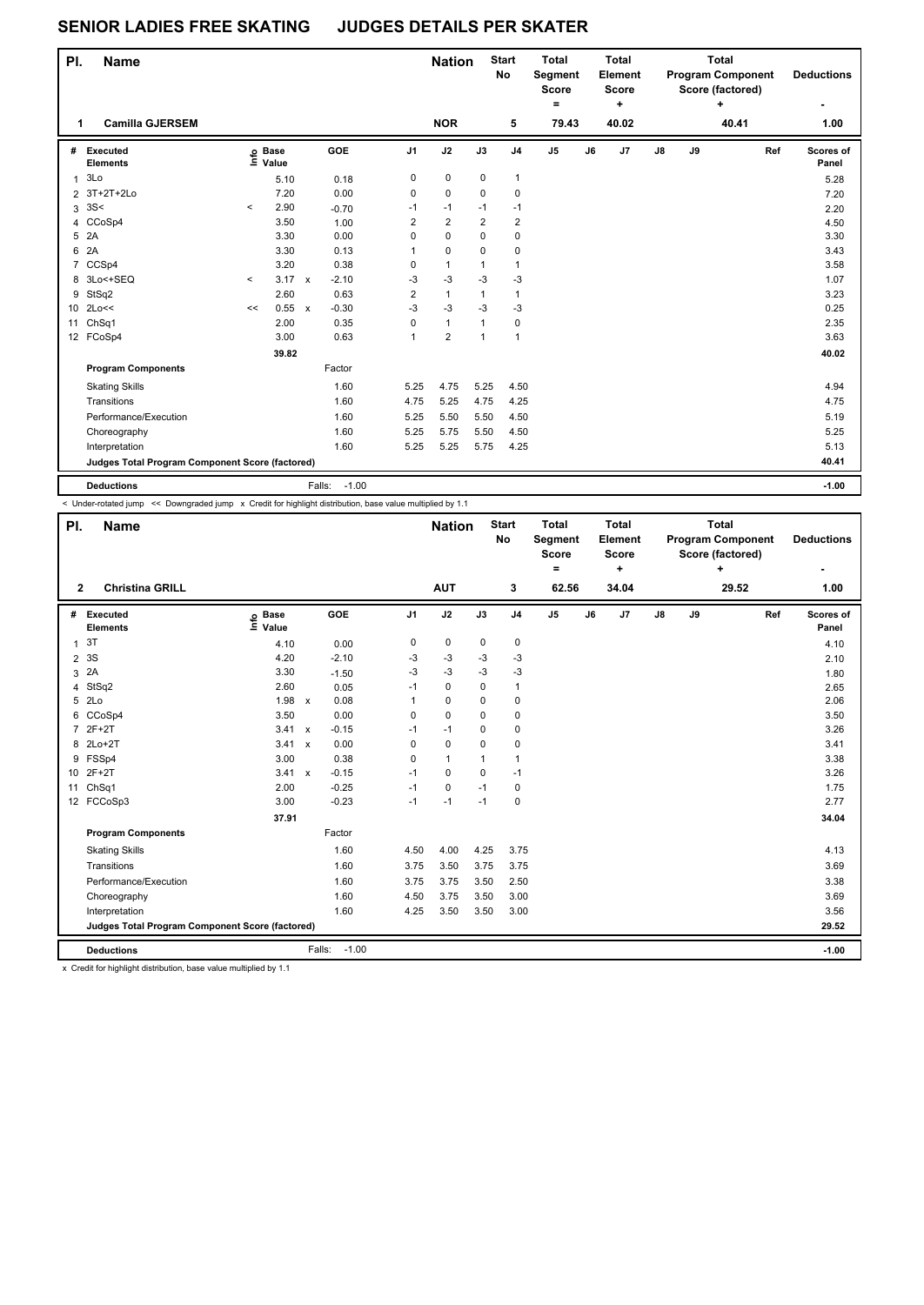# SENIOR LADIES FREE SKATING JUDGES DETAILS PER SKATER

| Pl. | Name | Nation | Start No | Total Segment Score = | Total Element Score + | Total Program Component Score (factored) + | Deductions - |
|---|---|---|---|---|---|---|---|
| 1 | Camilla GJERSEM | NOR | 5 | 79.43 | 40.02 | 40.41 | 1.00 |

| # | Executed Elements | Info | Base Value | | GOE | J1 | J2 | J3 | J4 | J5 | J6 | J7 | J8 | J9 | Ref | Scores of Panel |
|---|---|---|---|---|---|---|---|---|---|---|---|---|---|---|---|---|
| 1 | 3Lo | | 5.10 | | 0.18 | 0 | 0 | 0 | 1 | | | | | | | 5.28 |
| 2 | 3T+2T+2Lo | | 7.20 | | 0.00 | 0 | 0 | 0 | 0 | | | | | | | 7.20 |
| 3 | 3S< | < | 2.90 | | -0.70 | -1 | -1 | -1 | -1 | | | | | | | 2.20 |
| 4 | CCoSp4 | | 3.50 | | 1.00 | 2 | 2 | 2 | 2 | | | | | | | 4.50 |
| 5 | 2A | | 3.30 | | 0.00 | 0 | 0 | 0 | 0 | | | | | | | 3.30 |
| 6 | 2A | | 3.30 | | 0.13 | 1 | 0 | 0 | 0 | | | | | | | 3.43 |
| 7 | CCSp4 | | 3.20 | | 0.38 | 0 | 1 | 1 | 1 | | | | | | | 3.58 |
| 8 | 3Lo<+SEQ | < | 3.17 | x | -2.10 | -3 | -3 | -3 | -3 | | | | | | | 1.07 |
| 9 | StSq2 | | 2.60 | | 0.63 | 2 | 1 | 1 | 1 | | | | | | | 3.23 |
| 10 | 2Lo<< | << | 0.55 | x | -0.30 | -3 | -3 | -3 | -3 | | | | | | | 0.25 |
| 11 | ChSq1 | | 2.00 | | 0.35 | 0 | 1 | 1 | 0 | | | | | | | 2.35 |
| 12 | FCoSp4 | | 3.00 | | 0.63 | 1 | 2 | 1 | 1 | | | | | | | 3.63 |
| | | | 39.82 | | | | | | | | | | | | | 40.02 |
| | **Program Components** | | | | Factor | | | | | | | | | | | |
| | Skating Skills | | | | 1.60 | 5.25 | 4.75 | 5.25 | 4.50 | | | | | | | 4.94 |
| | Transitions | | | | 1.60 | 4.75 | 5.25 | 4.75 | 4.25 | | | | | | | 4.75 |
| | Performance/Execution | | | | 1.60 | 5.25 | 5.50 | 5.50 | 4.50 | | | | | | | 5.19 |
| | Choreography | | | | 1.60 | 5.25 | 5.75 | 5.50 | 4.50 | | | | | | | 5.25 |
| | Interpretation | | | | 1.60 | 5.25 | 5.25 | 5.75 | 4.25 | | | | | | | 5.13 |
| | **Judges Total Program Component Score (factored)** | | | | | | | | | | | | | | | 40.41 |
| | **Deductions** | | | | Falls: -1.00 | | | | | | | | | | | -1.00 |

< Under-rotated jump << Downgraded jump x Credit for highlight distribution, base value multiplied by 1.1

| Pl. | Name | Nation | Start No | Total Segment Score = | Total Element Score + | Total Program Component Score (factored) + | Deductions - |
|---|---|---|---|---|---|---|---|
| 2 | Christina GRILL | AUT | 3 | 62.56 | 34.04 | 29.52 | 1.00 |

| # | Executed Elements | Info | Base Value | | GOE | J1 | J2 | J3 | J4 | J5 | J6 | J7 | J8 | J9 | Ref | Scores of Panel |
|---|---|---|---|---|---|---|---|---|---|---|---|---|---|---|---|---|
| 1 | 3T | | 4.10 | | 0.00 | 0 | 0 | 0 | 0 | | | | | | | 4.10 |
| 2 | 3S | | 4.20 | | -2.10 | -3 | -3 | -3 | -3 | | | | | | | 2.10 |
| 3 | 2A | | 3.30 | | -1.50 | -3 | -3 | -3 | -3 | | | | | | | 1.80 |
| 4 | StSq2 | | 2.60 | | 0.05 | -1 | 0 | 0 | 1 | | | | | | | 2.65 |
| 5 | 2Lo | | 1.98 | x | 0.08 | 1 | 0 | 0 | 0 | | | | | | | 2.06 |
| 6 | CCoSp4 | | 3.50 | | 0.00 | 0 | 0 | 0 | 0 | | | | | | | 3.50 |
| 7 | 2F+2T | | 3.41 | x | -0.15 | -1 | -1 | 0 | 0 | | | | | | | 3.26 |
| 8 | 2Lo+2T | | 3.41 | x | 0.00 | 0 | 0 | 0 | 0 | | | | | | | 3.41 |
| 9 | FSSp4 | | 3.00 | | 0.38 | 0 | 1 | 1 | 1 | | | | | | | 3.38 |
| 10 | 2F+2T | | 3.41 | x | -0.15 | -1 | 0 | 0 | -1 | | | | | | | 3.26 |
| 11 | ChSq1 | | 2.00 | | -0.25 | -1 | 0 | -1 | 0 | | | | | | | 1.75 |
| 12 | FCCoSp3 | | 3.00 | | -0.23 | -1 | -1 | -1 | 0 | | | | | | | 2.77 |
| | | | 37.91 | | | | | | | | | | | | | 34.04 |
| | **Program Components** | | | | Factor | | | | | | | | | | | |
| | Skating Skills | | | | 1.60 | 4.50 | 4.00 | 4.25 | 3.75 | | | | | | | 4.13 |
| | Transitions | | | | 1.60 | 3.75 | 3.50 | 3.75 | 3.75 | | | | | | | 3.69 |
| | Performance/Execution | | | | 1.60 | 3.75 | 3.75 | 3.50 | 2.50 | | | | | | | 3.38 |
| | Choreography | | | | 1.60 | 4.50 | 3.75 | 3.50 | 3.00 | | | | | | | 3.69 |
| | Interpretation | | | | 1.60 | 4.25 | 3.50 | 3.50 | 3.00 | | | | | | | 3.56 |
| | **Judges Total Program Component Score (factored)** | | | | | | | | | | | | | | | 29.52 |
| | **Deductions** | | | | Falls: -1.00 | | | | | | | | | | | -1.00 |

x Credit for highlight distribution, base value multiplied by 1.1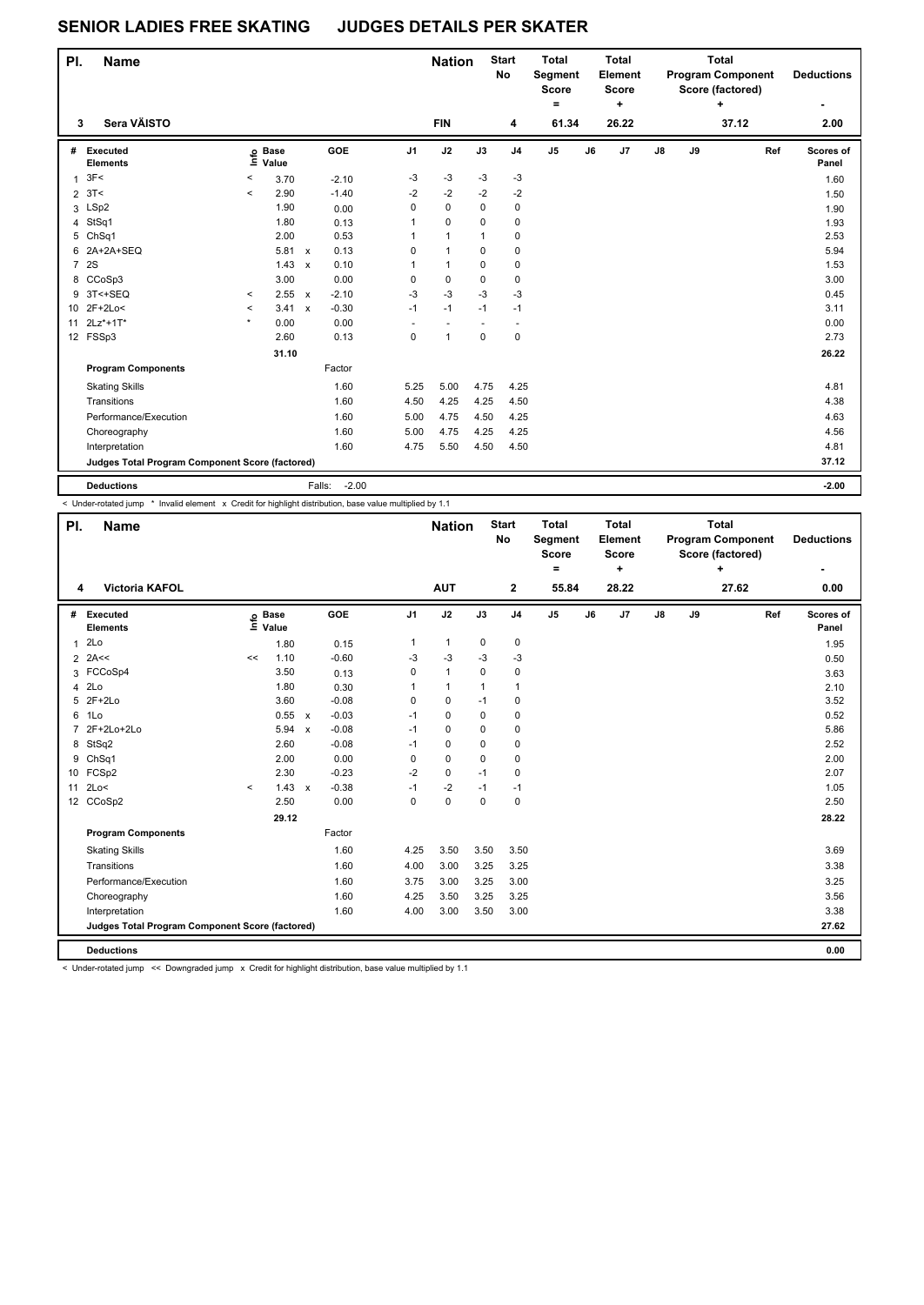# SENIOR LADIES FREE SKATING JUDGES DETAILS PER SKATER

| Pl. | Name | Nation | Start No | Total Segment Score = | Total Element Score + | Total Program Component Score (factored) + | Deductions - |
|---|---|---|---|---|---|---|---|
| 3 | Sera VÄISTO | FIN | 4 | 61.34 | 26.22 | 37.12 | 2.00 |

| # | Executed Elements | Info | Base Value | | GOE | J1 | J2 | J3 | J4 | J5 | J6 | J7 | J8 | J9 | Ref | Scores of Panel |
|---|---|---|---|---|---|---|---|---|---|---|---|---|---|---|---|---|
| 1 | 3F< | < | 3.70 | | -2.10 | -3 | -3 | -3 | -3 | | | | | | | 1.60 |
| 2 | 3T< | < | 2.90 | | -1.40 | -2 | -2 | -2 | -2 | | | | | | | 1.50 |
| 3 | LSp2 | | 1.90 | | 0.00 | 0 | 0 | 0 | 0 | | | | | | | 1.90 |
| 4 | StSq1 | | 1.80 | | 0.13 | 1 | 0 | 0 | 0 | | | | | | | 1.93 |
| 5 | ChSq1 | | 2.00 | | 0.53 | 1 | 1 | 1 | 0 | | | | | | | 2.53 |
| 6 | 2A+2A+SEQ | | 5.81 | x | 0.13 | 0 | 1 | 0 | 0 | | | | | | | 5.94 |
| 7 | 2S | | 1.43 | x | 0.10 | 1 | 1 | 0 | 0 | | | | | | | 1.53 |
| 8 | CCoSp3 | | 3.00 | | 0.00 | 0 | 0 | 0 | 0 | | | | | | | 3.00 |
| 9 | 3T<+SEQ | < | 2.55 | x | -2.10 | -3 | -3 | -3 | -3 | | | | | | | 0.45 |
| 10 | 2F+2Lo< | < | 3.41 | x | -0.30 | -1 | -1 | -1 | -1 | | | | | | | 3.11 |
| 11 | 2Lz*+1T* | * | 0.00 | | 0.00 | - | - | - | - | | | | | | | 0.00 |
| 12 | FSSp3 | | 2.60 | | 0.13 | 0 | 1 | 0 | 0 | | | | | | | 2.73 |
| | | | 31.10 | | | | | | | | | | | | | 26.22 |
| | **Program Components** | | | | Factor | | | | | | | | | | | |
| | Skating Skills | | | | 1.60 | 5.25 | 5.00 | 4.75 | 4.25 | | | | | | | 4.81 |
| | Transitions | | | | 1.60 | 4.50 | 4.25 | 4.25 | 4.50 | | | | | | | 4.38 |
| | Performance/Execution | | | | 1.60 | 5.00 | 4.75 | 4.50 | 4.25 | | | | | | | 4.63 |
| | Choreography | | | | 1.60 | 5.00 | 4.75 | 4.25 | 4.25 | | | | | | | 4.56 |
| | Interpretation | | | | 1.60 | 4.75 | 5.50 | 4.50 | 4.50 | | | | | | | 4.81 |
| | **Judges Total Program Component Score (factored)** | | | | | | | | | | | | | | | 37.12 |
| | **Deductions** | | | | Falls: -2.00 | | | | | | | | | | | -2.00 |

< Under-rotated jump * Invalid element x Credit for highlight distribution, base value multiplied by 1.1

| Pl. | Name | Nation | Start No | Total Segment Score = | Total Element Score + | Total Program Component Score (factored) + | Deductions - |
|---|---|---|---|---|---|---|---|
| 4 | Victoria KAFOL | AUT | 2 | 55.84 | 28.22 | 27.62 | 0.00 |

| # | Executed Elements | Info | Base Value | | GOE | J1 | J2 | J3 | J4 | J5 | J6 | J7 | J8 | J9 | Ref | Scores of Panel |
|---|---|---|---|---|---|---|---|---|---|---|---|---|---|---|---|---|
| 1 | 2Lo | | 1.80 | | 0.15 | 1 | 1 | 0 | 0 | | | | | | | 1.95 |
| 2 | 2A<< | << | 1.10 | | -0.60 | -3 | -3 | -3 | -3 | | | | | | | 0.50 |
| 3 | FCCoSp4 | | 3.50 | | 0.13 | 0 | 1 | 0 | 0 | | | | | | | 3.63 |
| 4 | 2Lo | | 1.80 | | 0.30 | 1 | 1 | 1 | 1 | | | | | | | 2.10 |
| 5 | 2F+2Lo | | 3.60 | | -0.08 | 0 | 0 | -1 | 0 | | | | | | | 3.52 |
| 6 | 1Lo | | 0.55 | x | -0.03 | -1 | 0 | 0 | 0 | | | | | | | 0.52 |
| 7 | 2F+2Lo+2Lo | | 5.94 | x | -0.08 | -1 | 0 | 0 | 0 | | | | | | | 5.86 |
| 8 | StSq2 | | 2.60 | | -0.08 | -1 | 0 | 0 | 0 | | | | | | | 2.52 |
| 9 | ChSq1 | | 2.00 | | 0.00 | 0 | 0 | 0 | 0 | | | | | | | 2.00 |
| 10 | FCSp2 | | 2.30 | | -0.23 | -2 | 0 | -1 | 0 | | | | | | | 2.07 |
| 11 | 2Lo< | < | 1.43 | x | -0.38 | -1 | -2 | -1 | -1 | | | | | | | 1.05 |
| 12 | CCoSp2 | | 2.50 | | 0.00 | 0 | 0 | 0 | 0 | | | | | | | 2.50 |
| | | | 29.12 | | | | | | | | | | | | | 28.22 |
| | **Program Components** | | | | Factor | | | | | | | | | | | |
| | Skating Skills | | | | 1.60 | 4.25 | 3.50 | 3.50 | 3.50 | | | | | | | 3.69 |
| | Transitions | | | | 1.60 | 4.00 | 3.00 | 3.25 | 3.25 | | | | | | | 3.38 |
| | Performance/Execution | | | | 1.60 | 3.75 | 3.00 | 3.25 | 3.00 | | | | | | | 3.25 |
| | Choreography | | | | 1.60 | 4.25 | 3.50 | 3.25 | 3.25 | | | | | | | 3.56 |
| | Interpretation | | | | 1.60 | 4.00 | 3.00 | 3.50 | 3.00 | | | | | | | 3.38 |
| | **Judges Total Program Component Score (factored)** | | | | | | | | | | | | | | | 27.62 |
| | **Deductions** | | | | | | | | | | | | | | | 0.00 |

< Under-rotated jump << Downgraded jump x Credit for highlight distribution, base value multiplied by 1.1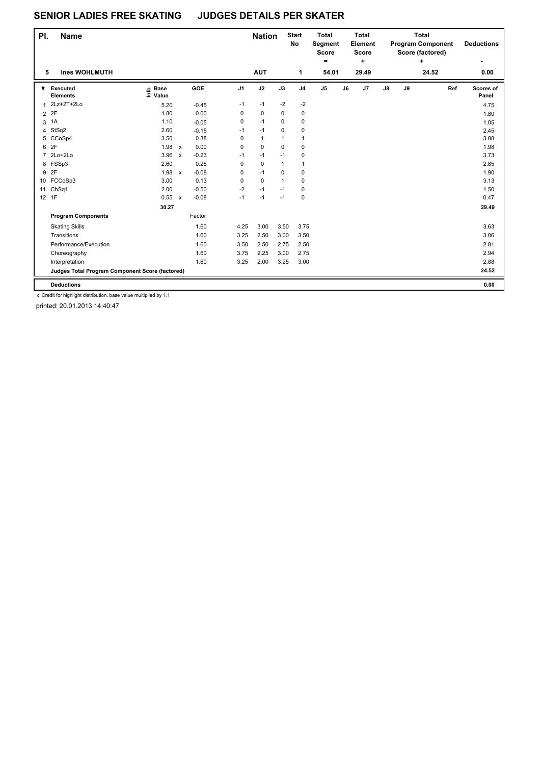# SENIOR LADIES FREE SKATING JUDGES DETAILS PER SKATER

| Pl. | Name | Nation | Start No | Total Segment Score = | Total Element Score + | Total Program Component Score (factored) + | Deductions - |
|---|---|---|---|---|---|---|---|
| 5 | Ines WOHLMUTH | AUT | 1 | 54.01 | 29.49 | 24.52 | 0.00 |

| # | Executed Elements | Info | Base Value | | GOE | J1 | J2 | J3 | J4 | J5 | J6 | J7 | J8 | J9 | Ref | Scores of Panel |
|---|---|---|---|---|---|---|---|---|---|---|---|---|---|---|---|---|
| 1 | 2Lz+2T+2Lo | | 5.20 | | -0.45 | -1 | -1 | -2 | -2 | | | | | | | 4.75 |
| 2 | 2F | | 1.80 | | 0.00 | 0 | 0 | 0 | 0 | | | | | | | 1.80 |
| 3 | 1A | | 1.10 | | -0.05 | 0 | -1 | 0 | 0 | | | | | | | 1.05 |
| 4 | StSq2 | | 2.60 | | -0.15 | -1 | -1 | 0 | 0 | | | | | | | 2.45 |
| 5 | CCoSp4 | | 3.50 | | 0.38 | 0 | 1 | 1 | 1 | | | | | | | 3.88 |
| 6 | 2F | | 1.98 | x | 0.00 | 0 | 0 | 0 | 0 | | | | | | | 1.98 |
| 7 | 2Lo+2Lo | | 3.96 | x | -0.23 | -1 | -1 | -1 | 0 | | | | | | | 3.73 |
| 8 | FSSp3 | | 2.60 | | 0.25 | 0 | 0 | 1 | 1 | | | | | | | 2.85 |
| 9 | 2F | | 1.98 | x | -0.08 | 0 | -1 | 0 | 0 | | | | | | | 1.90 |
| 10 | FCCoSp3 | | 3.00 | | 0.13 | 0 | 0 | 1 | 0 | | | | | | | 3.13 |
| 11 | ChSq1 | | 2.00 | | -0.50 | -2 | -1 | -1 | 0 | | | | | | | 1.50 |
| 12 | 1F | | 0.55 | x | -0.08 | -1 | -1 | -1 | 0 | | | | | | | 0.47 |
| | | | 30.27 | | | | | | | | | | | | | 29.49 |
| | **Program Components** | | | | Factor | | | | | | | | | | | |
| | Skating Skills | | | | 1.60 | 4.25 | 3.00 | 3.50 | 3.75 | | | | | | | 3.63 |
| | Transitions | | | | 1.60 | 3.25 | 2.50 | 3.00 | 3.50 | | | | | | | 3.06 |
| | Performance/Execution | | | | 1.60 | 3.50 | 2.50 | 2.75 | 2.50 | | | | | | | 2.81 |
| | Choreography | | | | 1.60 | 3.75 | 2.25 | 3.00 | 2.75 | | | | | | | 2.94 |
| | Interpretation | | | | 1.60 | 3.25 | 2.00 | 3.25 | 3.00 | | | | | | | 2.88 |
| | **Judges Total Program Component Score (factored)** | | | | | | | | | | | | | | | 24.52 |
| | **Deductions** | | | | | | | | | | | | | | | 0.00 |

x Credit for highlight distribution, base value multiplied by 1.1

printed: 20.01.2013 14:40:47